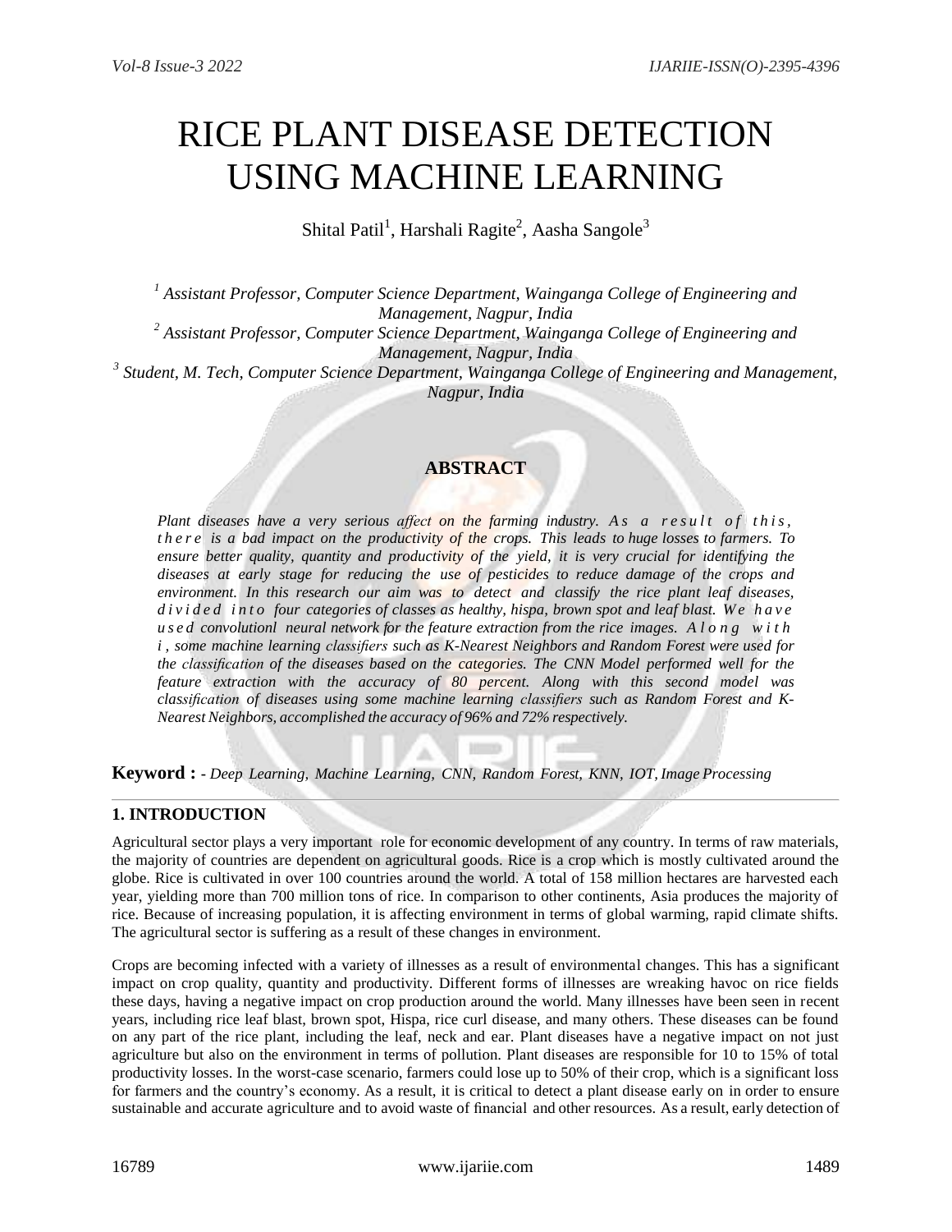# RICE PLANT DISEASE DETECTION USING MACHINE LEARNING

Shital Patil[1], Harshali Ragite[2], Aasha Sangole[3]

*[1] Assistant Professor, Computer Science Department, Wainganga College of Engineering and Management, Nagpur, India*
*[2] Assistant Professor, Computer Science Department, Wainganga College of Engineering and Management, Nagpur, India*
*[3] Student, M. Tech, Computer Science Department, Wainganga College of Engineering and Management, Nagpur, India*

## ABSTRACT

*Plant diseases have a very serious affect on the farming industry. As a result of this, there is a bad impact on the productivity of the crops. This leads to huge losses to farmers. To ensure better quality, quantity and productivity of the yield, it is very crucial for identifying the diseases at early stage for reducing the use of pesticides to reduce damage of the crops and environment. In this research our aim was to detect and classify the rice plant leaf diseases, divided into four categories of classes as healthy, hispa, brown spot and leaf blast. We have used convolutionl neural network for the feature extraction from the rice images. Along with i , some machine learning classifiers such as K-Nearest Neighbors and Random Forest were used for the classification of the diseases based on the categories. The CNN Model performed well for the feature extraction with the accuracy of 80 percent. Along with this second model was classification of diseases using some machine learning classifiers such as Random Forest and K-Nearest Neighbors, accomplished the accuracy of 96% and 72% respectively.*

**Keyword :** *- Deep Learning, Machine Learning, CNN, Random Forest, KNN, IOT, Image Processing*

---

## 1. INTRODUCTION

Agricultural sector plays a very important role for economic development of any country. In terms of raw materials, the majority of countries are dependent on agricultural goods. Rice is a crop which is mostly cultivated around the globe. Rice is cultivated in over 100 countries around the world. A total of 158 million hectares are harvested each year, yielding more than 700 million tons of rice. In comparison to other continents, Asia produces the majority of rice. Because of increasing population, it is affecting environment in terms of global warming, rapid climate shifts. The agricultural sector is suffering as a result of these changes in environment.

Crops are becoming infected with a variety of illnesses as a result of environmental changes. This has a significant impact on crop quality, quantity and productivity. Different forms of illnesses are wreaking havoc on rice fields these days, having a negative impact on crop production around the world. Many illnesses have been seen in recent years, including rice leaf blast, brown spot, Hispa, rice curl disease, and many others. These diseases can be found on any part of the rice plant, including the leaf, neck and ear. Plant diseases have a negative impact on not just agriculture but also on the environment in terms of pollution. Plant diseases are responsible for 10 to 15% of total productivity losses. In the worst-case scenario, farmers could lose up to 50% of their crop, which is a significant loss for farmers and the country's economy. As a result, it is critical to detect a plant disease early on in order to ensure sustainable and accurate agriculture and to avoid waste of financial and other resources. As a result, early detection of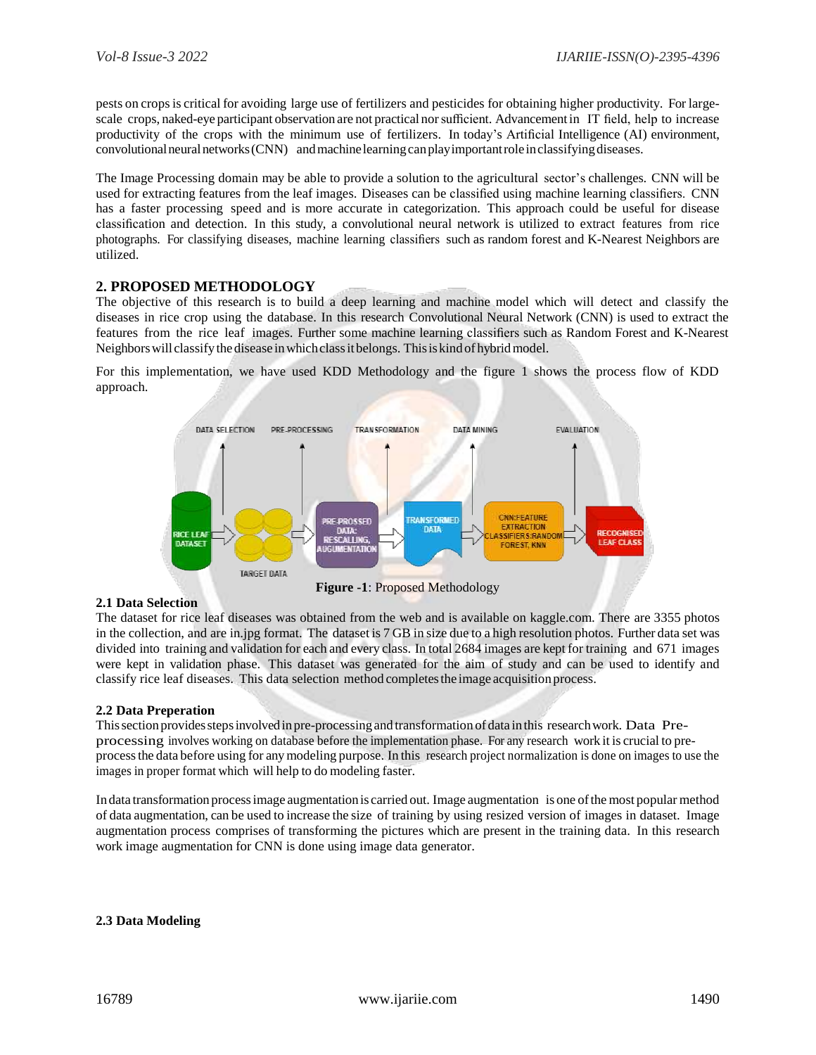pests on crops is critical for avoiding large use of fertilizers and pesticides for obtaining higher productivity. For large-scale crops, naked-eye participant observation are not practical nor sufficient. Advancement in IT field, help to increase productivity of the crops with the minimum use of fertilizers. In today's Artificial Intelligence (AI) environment, convolutional neural networks (CNN) and machine learning can play important role in classifying diseases.

The Image Processing domain may be able to provide a solution to the agricultural sector's challenges. CNN will be used for extracting features from the leaf images. Diseases can be classified using machine learning classifiers. CNN has a faster processing speed and is more accurate in categorization. This approach could be useful for disease classification and detection. In this study, a convolutional neural network is utilized to extract features from rice photographs. For classifying diseases, machine learning classifiers such as random forest and K-Nearest Neighbors are utilized.

## 2. PROPOSED METHODOLOGY

The objective of this research is to build a deep learning and machine model which will detect and classify the diseases in rice crop using the database. In this research Convolutional Neural Network (CNN) is used to extract the features from the rice leaf images. Further some machine learning classifiers such as Random Forest and K-Nearest Neighbors will classify the disease in which class it belongs. This is kind of hybrid model.

For this implementation, we have used KDD Methodology and the figure 1 shows the process flow of KDD approach.

DATA SELECTION → PRE-PROCESSING → TRANSFORMATION → DATA MINING → EVALUATION

RICE LEAF DATASET → TARGET DATA → PRE-PROSSED DATA: RESCALLING, AUGUMENTATION → TRANSFORMED DATA → CNN:FEATURE EXTRACTION CLASSIFIERS:RANDOM FOREST, KNN → RECOGNISED LEAF CLASS

**Figure -1**: Proposed Methodology

### 2.1 Data Selection

The dataset for rice leaf diseases was obtained from the web and is available on kaggle.com. There are 3355 photos in the collection, and are in.jpg format. The dataset is 7 GB in size due to a high resolution photos. Further data set was divided into training and validation for each and every class. In total 2684 images are kept for training and 671 images were kept in validation phase. This dataset was generated for the aim of study and can be used to identify and classify rice leaf diseases. This data selection method completes the image acquisition process.

### 2.2 Data Preperation

This section provides steps involved in pre-processing and transformation of data in this research work. Data Pre-processing involves working on database before the implementation phase. For any research work it is crucial to pre-process the data before using for any modeling purpose. In this research project normalization is done on images to use the images in proper format which will help to do modeling faster.

In data transformation process image augmentation is carried out. Image augmentation is one of the most popular method of data augmentation, can be used to increase the size of training by using resized version of images in dataset. Image augmentation process comprises of transforming the pictures which are present in the training data. In this research work image augmentation for CNN is done using image data generator.

### 2.3 Data Modeling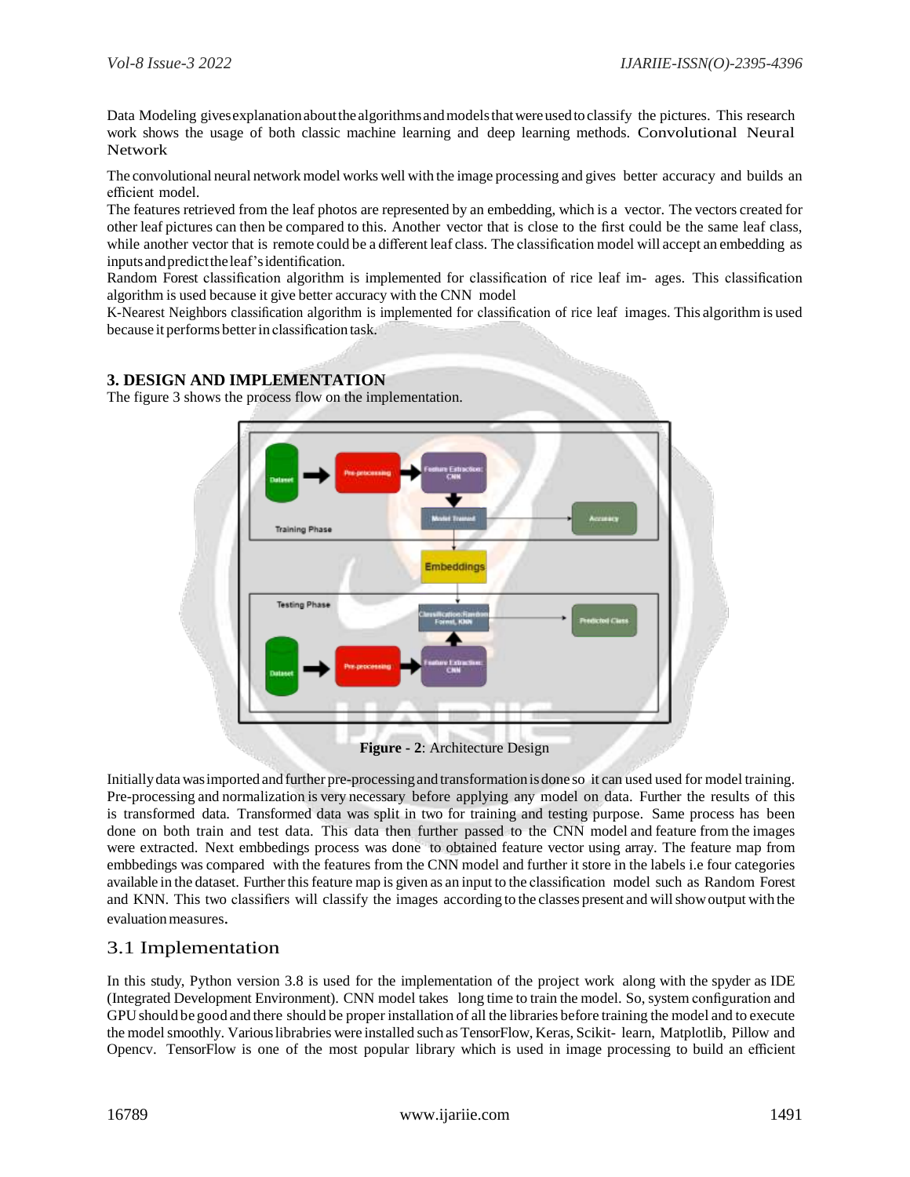Data Modeling gives explanation about the algorithms and models that were used to classify the pictures. This research work shows the usage of both classic machine learning and deep learning methods. Convolutional Neural Network

The convolutional neural network model works well with the image processing and gives better accuracy and builds an efficient model.

The features retrieved from the leaf photos are represented by an embedding, which is a vector. The vectors created for other leaf pictures can then be compared to this. Another vector that is close to the first could be the same leaf class, while another vector that is remote could be a different leaf class. The classification model will accept an embedding as inputs and predict the leaf's identification.

Random Forest classification algorithm is implemented for classification of rice leaf im- ages. This classification algorithm is used because it give better accuracy with the CNN model

K-Nearest Neighbors classification algorithm is implemented for classification of rice leaf images. This algorithm is used because it performs better in classification task.

## 3. DESIGN AND IMPLEMENTATION

The figure 3 shows the process flow on the implementation.

**Figure - 2**: Architecture Design

Initially data was imported and further pre-processing and transformation is done so it can used used for model training. Pre-processing and normalization is very necessary before applying any model on data. Further the results of this is transformed data. Transformed data was split in two for training and testing purpose. Same process has been done on both train and test data. This data then further passed to the CNN model and feature from the images were extracted. Next embbedings process was done to obtained feature vector using array. The feature map from embbedings was compared with the features from the CNN model and further it store in the labels i.e four categories available in the dataset. Further this feature map is given as an input to the classification model such as Random Forest and KNN. This two classifiers will classify the images according to the classes present and will show output with the evaluation measures.

### 3.1 Implementation

In this study, Python version 3.8 is used for the implementation of the project work along with the spyder as IDE (Integrated Development Environment). CNN model takes long time to train the model. So, system configuration and GPU should be good and there should be proper installation of all the libraries before training the model and to execute the model smoothly. Various librabries were installed such as TensorFlow, Keras, Scikit- learn, Matplotlib, Pillow and Opencv. TensorFlow is one of the most popular library which is used in image processing to build an efficient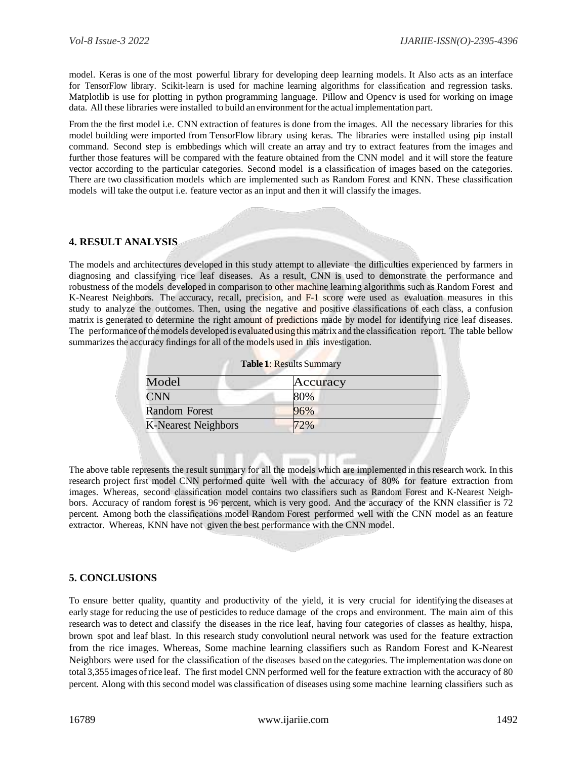model. Keras is one of the most powerful library for developing deep learning models. It Also acts as an interface for TensorFlow library. Scikit-learn is used for machine learning algorithms for classification and regression tasks. Matplotlib is use for plotting in python programming language. Pillow and Opencv is used for working on image data. All these libraries were installed to build an environment for the actual implementation part.

From the the first model i.e. CNN extraction of features is done from the images. All the necessary libraries for this model building were imported from TensorFlow library using keras. The libraries were installed using pip install command. Second step is embbedings which will create an array and try to extract features from the images and further those features will be compared with the feature obtained from the CNN model and it will store the feature vector according to the particular categories. Second model is a classification of images based on the categories. There are two classification models which are implemented such as Random Forest and KNN. These classification models will take the output i.e. feature vector as an input and then it will classify the images.

## 4. RESULT ANALYSIS

The models and architectures developed in this study attempt to alleviate the difficulties experienced by farmers in diagnosing and classifying rice leaf diseases. As a result, CNN is used to demonstrate the performance and robustness of the models developed in comparison to other machine learning algorithms such as Random Forest and K-Nearest Neighbors. The accuracy, recall, precision, and F-1 score were used as evaluation measures in this study to analyze the outcomes. Then, using the negative and positive classifications of each class, a confusion matrix is generated to determine the right amount of predictions made by model for identifying rice leaf diseases. The performance of the models developed is evaluated using this matrix and the classification report. The table bellow summarizes the accuracy findings for all of the models used in this investigation.

**Table 1**: Results Summary

| Model | Accuracy |
|---|---|
| CNN | 80% |
| Random Forest | 96% |
| K-Nearest Neighbors | 72% |

The above table represents the result summary for all the models which are implemented in this research work. In this research project first model CNN performed quite well with the accuracy of 80% for feature extraction from images. Whereas, second classification model contains two classifiers such as Random Forest and K-Nearest Neighbors. Accuracy of random forest is 96 percent, which is very good. And the accuracy of the KNN classifier is 72 percent. Among both the classifications model Random Forest performed well with the CNN model as an feature extractor. Whereas, KNN have not given the best performance with the CNN model.

## 5. CONCLUSIONS

To ensure better quality, quantity and productivity of the yield, it is very crucial for identifying the diseases at early stage for reducing the use of pesticides to reduce damage of the crops and environment. The main aim of this research was to detect and classify the diseases in the rice leaf, having four categories of classes as healthy, hispa, brown spot and leaf blast. In this research study convolutionl neural network was used for the feature extraction from the rice images. Whereas, Some machine learning classifiers such as Random Forest and K-Nearest Neighbors were used for the classification of the diseases based on the categories. The implementation was done on total 3,355 images of rice leaf. The first model CNN performed well for the feature extraction with the accuracy of 80 percent. Along with this second model was classification of diseases using some machine learning classifiers such as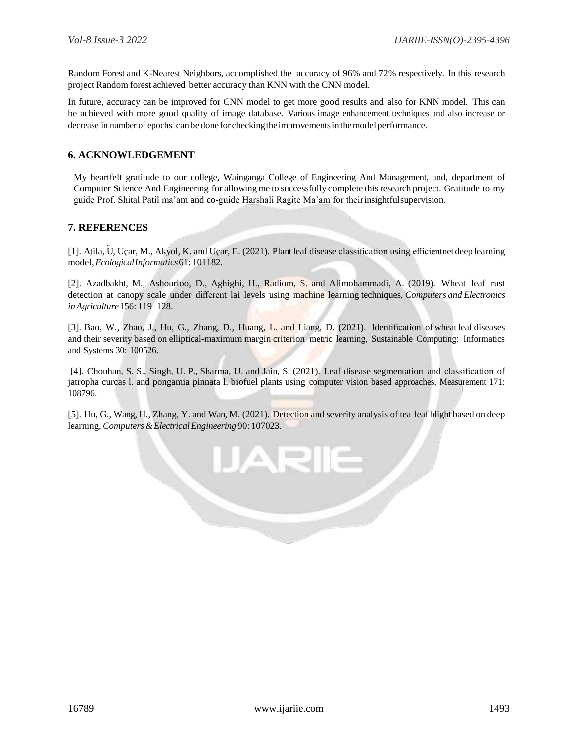Random Forest and K-Nearest Neighbors, accomplished the accuracy of 96% and 72% respectively. In this research project Random forest achieved better accuracy than KNN with the CNN model.

In future, accuracy can be improved for CNN model to get more good results and also for KNN model. This can be achieved with more good quality of image database. Various image enhancement techniques and also increase or decrease in number of epochs can be done for checking the improvements in the model performance.

## 6. ACKNOWLEDGEMENT

My heartfelt gratitude to our college, Wainganga College of Engineering And Management, and, department of Computer Science And Engineering for allowing me to successfully complete this research project. Gratitude to my guide Prof. Shital Patil ma'am and co-guide Harshali Ragite Ma'am for their insightful supervision.

## 7. REFERENCES

[1]. Atila, Ü, Uçar, M., Akyol, K. and Uçar, E. (2021). Plant leaf disease classification using efficientnet deep learning model, *Ecological Informatics* 61: 101182.

[2]. Azadbakht, M., Ashourloo, D., Aghighi, H., Radiom, S. and Alimohammadi, A. (2019). Wheat leaf rust detection at canopy scale under different lai levels using machine learning techniques, *Computers and Electronics in Agriculture* 156: 119–128.

[3]. Bao, W., Zhao, J., Hu, G., Zhang, D., Huang, L. and Liang, D. (2021). Identification of wheat leaf diseases and their severity based on elliptical-maximum margin criterion metric learning, Sustainable Computing: Informatics and Systems 30: 100526.

[4]. Chouhan, S. S., Singh, U. P., Sharma, U. and Jain, S. (2021). Leaf disease segmentation and classification of jatropha curcas l. and pongamia pinnata l. biofuel plants using computer vision based approaches, Measurement 171: 108796.

[5]. Hu, G., Wang, H., Zhang, Y. and Wan, M. (2021). Detection and severity analysis of tea leaf blight based on deep learning, *Computers & Electrical Engineering* 90: 107023.